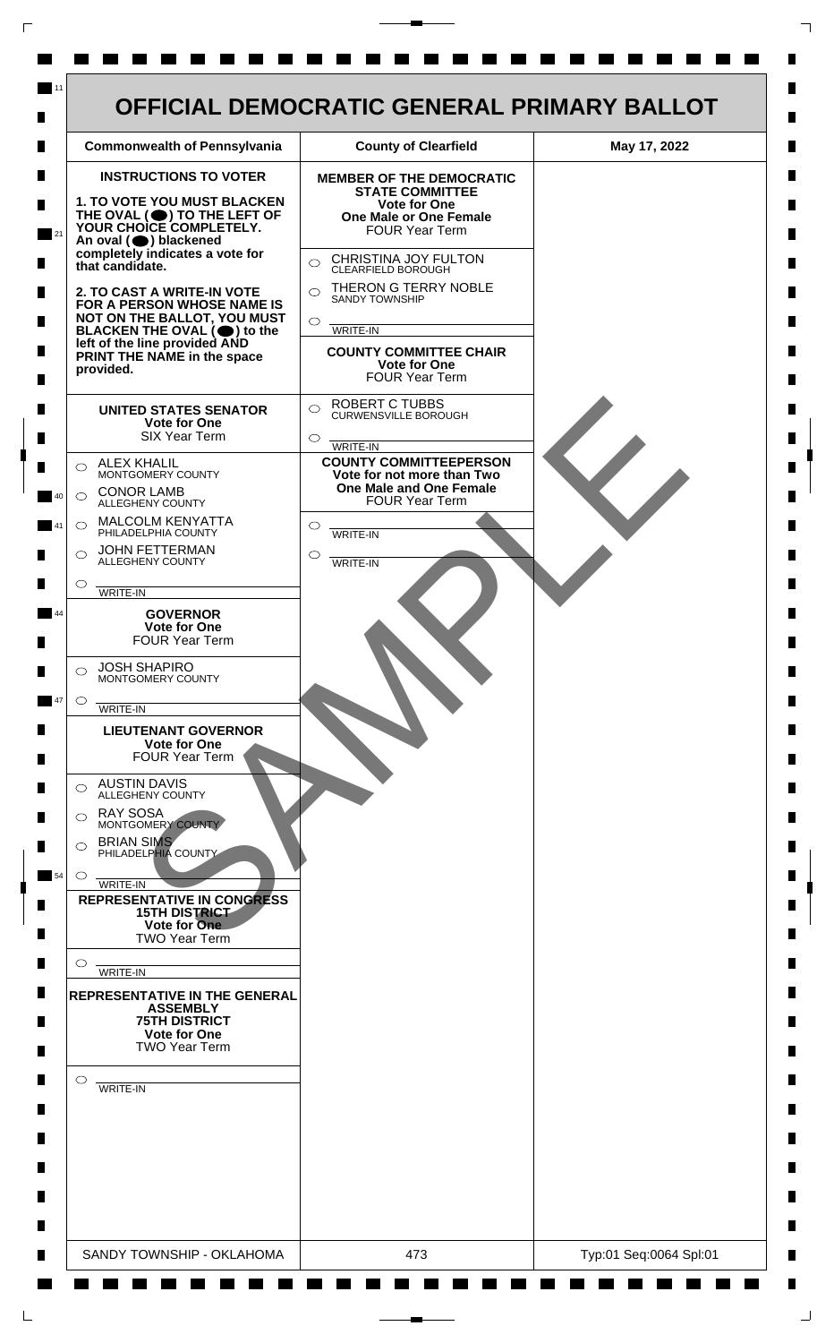# OFFICIAL DEMOCRATIC GENERAL PRIMARY BALLOT

| Commonwealth of Pennsylvania | County of Clearfield | May 17, 2022 |
|---|---|---|

## INSTRUCTIONS TO VOTER

**1. TO VOTE YOU MUST BLACKEN THE OVAL (⬤) TO THE LEFT OF YOUR CHOICE COMPLETELY.** An oval (⬤) blackened completely indicates a vote for that candidate.

**2. TO CAST A WRITE-IN VOTE FOR A PERSON WHOSE NAME IS NOT ON THE BALLOT, YOU MUST BLACKEN THE OVAL (⬤) to the left of the line provided AND PRINT THE NAME in the space provided.**

### UNITED STATES SENATOR
**Vote for One**
SIX Year Term

- ○ ALEX KHALIL — MONTGOMERY COUNTY
- ○ CONOR LAMB — ALLEGHENY COUNTY
- ○ MALCOLM KENYATTA — PHILADELPHIA COUNTY
- ○ JOHN FETTERMAN — ALLEGHENY COUNTY
- ○ ______ WRITE-IN

### GOVERNOR
**Vote for One**
FOUR Year Term

- ○ JOSH SHAPIRO — MONTGOMERY COUNTY
- ○ ______ WRITE-IN

### LIEUTENANT GOVERNOR
**Vote for One**
FOUR Year Term

- ○ AUSTIN DAVIS — ALLEGHENY COUNTY
- ○ RAY SOSA — MONTGOMERY COUNTY
- ○ BRIAN SIMS — PHILADELPHIA COUNTY
- ○ ______ WRITE-IN

### REPRESENTATIVE IN CONGRESS
**15TH DISTRICT**
**Vote for One**
TWO Year Term

- ○ ______ WRITE-IN

### REPRESENTATIVE IN THE GENERAL ASSEMBLY
**75TH DISTRICT**
**Vote for One**
TWO Year Term

- ○ ______ WRITE-IN

### MEMBER OF THE DEMOCRATIC STATE COMMITTEE
**Vote for One**
**One Male or One Female**
FOUR Year Term

- ○ CHRISTINA JOY FULTON — CLEARFIELD BOROUGH
- ○ THERON G TERRY NOBLE — SANDY TOWNSHIP
- ○ ______ WRITE-IN

### COUNTY COMMITTEE CHAIR
**Vote for One**
FOUR Year Term

- ○ ROBERT C TUBBS — CURWENSVILLE BOROUGH
- ○ ______ WRITE-IN

### COUNTY COMMITTEEPERSON
**Vote for not more than Two**
**One Male and One Female**
FOUR Year Term

- ○ ______ WRITE-IN
- ○ ______ WRITE-IN

SAMPLE

| SANDY TOWNSHIP - OKLAHOMA | 473 | Typ:01 Seq:0064 Spl:01 |
|---|---|---|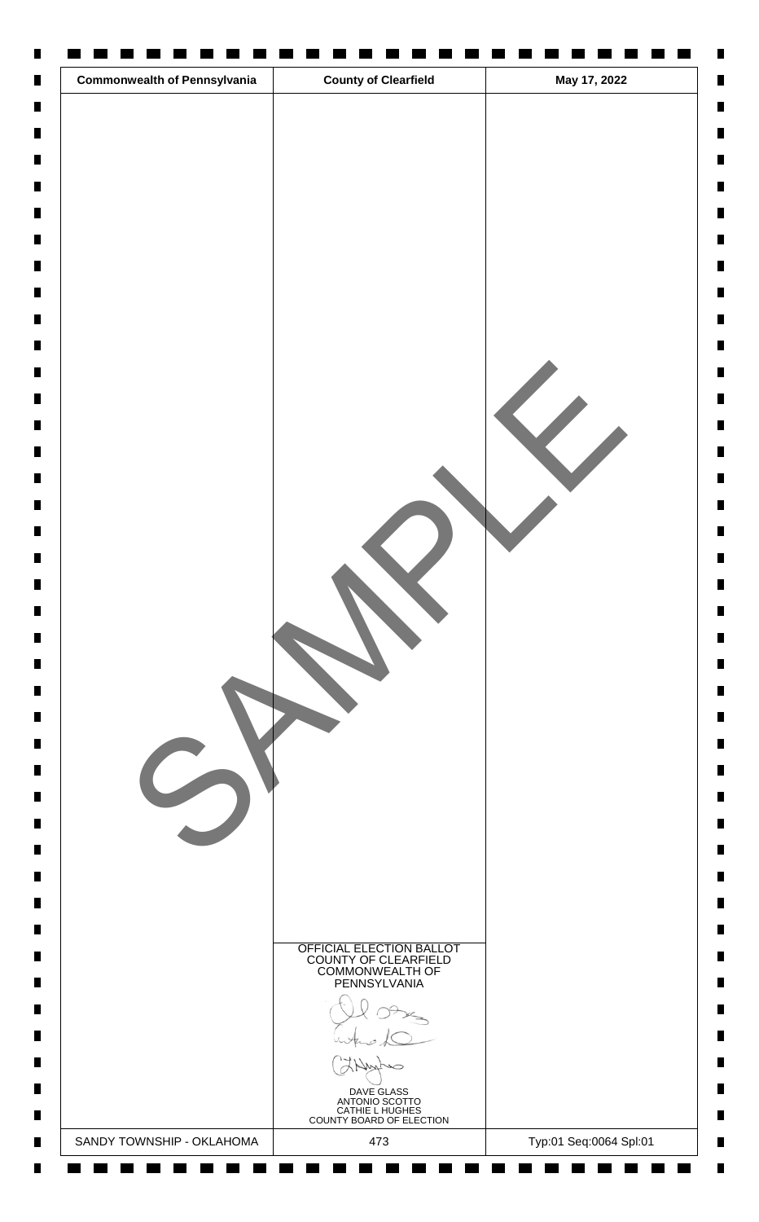| Commonwealth of Pennsylvania | County of Clearfield | May 17, 2022 |
| --- | --- | --- |

SAMPLE

OFFICIAL ELECTION BALLOT
COUNTY OF CLEARFIELD
COMMONWEALTH OF
PENNSYLVANIA

DAVE GLASS
ANTONIO SCOTTO
CATHIE L HUGHES
COUNTY BOARD OF ELECTION

| SANDY TOWNSHIP - OKLAHOMA | 473 | Typ:01 Seq:0064 Spl:01 |
| --- | --- | --- |